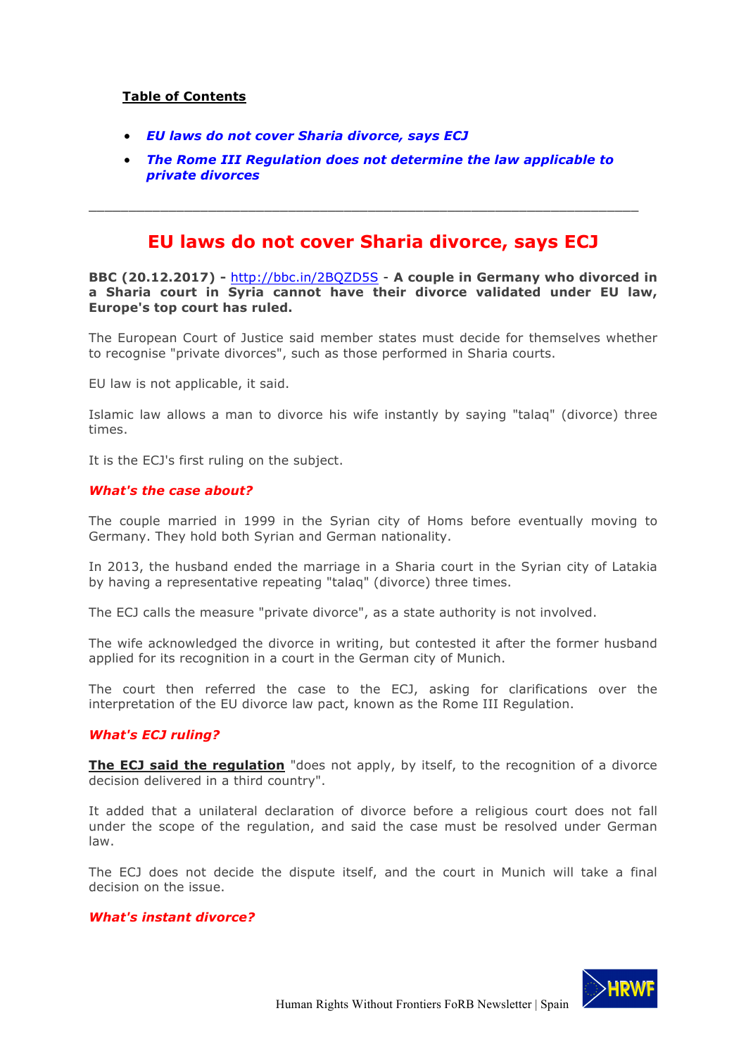**Table of Contents**

- ***EU laws do not cover Sharia divorce, says ECJ***
- ***The Rome III Regulation does not determine the law applicable to private divorces***

---

# EU laws do not cover Sharia divorce, says ECJ

**BBC (20.12.2017) -** http://bbc.in/2BQZD5S **- A couple in Germany who divorced in a Sharia court in Syria cannot have their divorce validated under EU law, Europe's top court has ruled.**

The European Court of Justice said member states must decide for themselves whether to recognise "private divorces", such as those performed in Sharia courts.

EU law is not applicable, it said.

Islamic law allows a man to divorce his wife instantly by saying "talaq" (divorce) three times.

It is the ECJ's first ruling on the subject.

### *What's the case about?*

The couple married in 1999 in the Syrian city of Homs before eventually moving to Germany. They hold both Syrian and German nationality.

In 2013, the husband ended the marriage in a Sharia court in the Syrian city of Latakia by having a representative repeating "talaq" (divorce) three times.

The ECJ calls the measure "private divorce", as a state authority is not involved.

The wife acknowledged the divorce in writing, but contested it after the former husband applied for its recognition in a court in the German city of Munich.

The court then referred the case to the ECJ, asking for clarifications over the interpretation of the EU divorce law pact, known as the Rome III Regulation.

### *What's ECJ ruling?*

**The ECJ said the regulation** "does not apply, by itself, to the recognition of a divorce decision delivered in a third country".

It added that a unilateral declaration of divorce before a religious court does not fall under the scope of the regulation, and said the case must be resolved under German law.

The ECJ does not decide the dispute itself, and the court in Munich will take a final decision on the issue.

### *What's instant divorce?*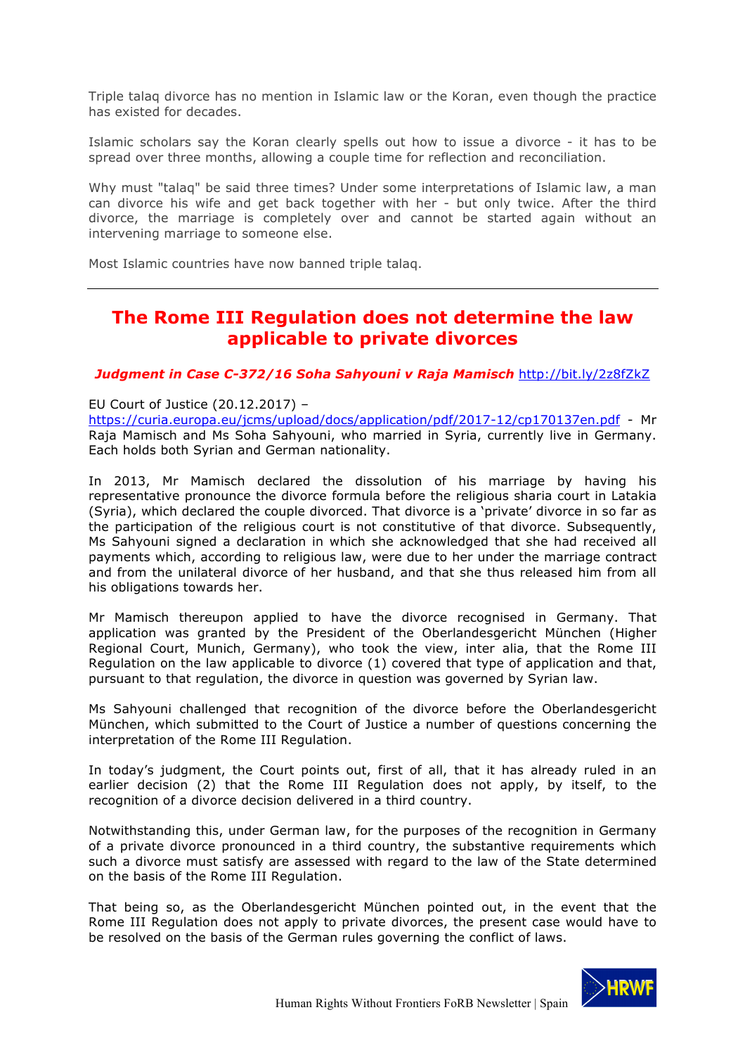Triple talaq divorce has no mention in Islamic law or the Koran, even though the practice has existed for decades.

Islamic scholars say the Koran clearly spells out how to issue a divorce - it has to be spread over three months, allowing a couple time for reflection and reconciliation.

Why must "talaq" be said three times? Under some interpretations of Islamic law, a man can divorce his wife and get back together with her - but only twice. After the third divorce, the marriage is completely over and cannot be started again without an intervening marriage to someone else.

Most Islamic countries have now banned triple talaq.

---

## The Rome III Regulation does not determine the law applicable to private divorces

***Judgment in Case C-372/16 Soha Sahyouni v Raja Mamisch*** http://bit.ly/2z8fZkZ

EU Court of Justice (20.12.2017) – https://curia.europa.eu/jcms/upload/docs/application/pdf/2017-12/cp170137en.pdf - Mr Raja Mamisch and Ms Soha Sahyouni, who married in Syria, currently live in Germany. Each holds both Syrian and German nationality.

In 2013, Mr Mamisch declared the dissolution of his marriage by having his representative pronounce the divorce formula before the religious sharia court in Latakia (Syria), which declared the couple divorced. That divorce is a 'private' divorce in so far as the participation of the religious court is not constitutive of that divorce. Subsequently, Ms Sahyouni signed a declaration in which she acknowledged that she had received all payments which, according to religious law, were due to her under the marriage contract and from the unilateral divorce of her husband, and that she thus released him from all his obligations towards her.

Mr Mamisch thereupon applied to have the divorce recognised in Germany. That application was granted by the President of the Oberlandesgericht München (Higher Regional Court, Munich, Germany), who took the view, inter alia, that the Rome III Regulation on the law applicable to divorce (1) covered that type of application and that, pursuant to that regulation, the divorce in question was governed by Syrian law.

Ms Sahyouni challenged that recognition of the divorce before the Oberlandesgericht München, which submitted to the Court of Justice a number of questions concerning the interpretation of the Rome III Regulation.

In today's judgment, the Court points out, first of all, that it has already ruled in an earlier decision (2) that the Rome III Regulation does not apply, by itself, to the recognition of a divorce decision delivered in a third country.

Notwithstanding this, under German law, for the purposes of the recognition in Germany of a private divorce pronounced in a third country, the substantive requirements which such a divorce must satisfy are assessed with regard to the law of the State determined on the basis of the Rome III Regulation.

That being so, as the Oberlandesgericht München pointed out, in the event that the Rome III Regulation does not apply to private divorces, the present case would have to be resolved on the basis of the German rules governing the conflict of laws.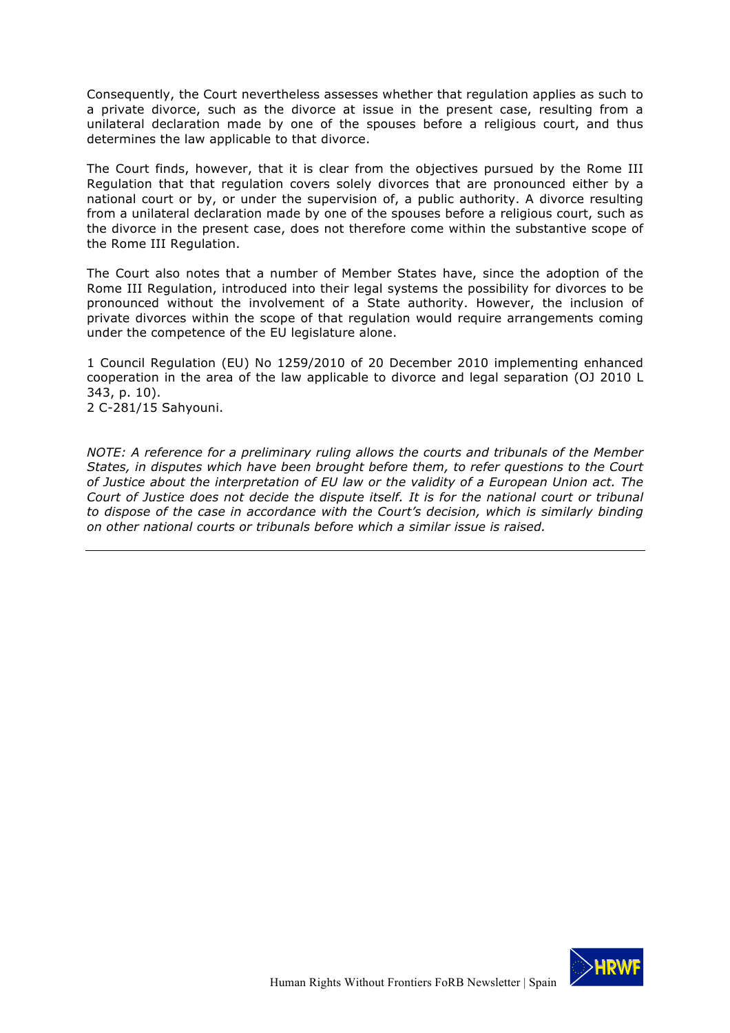Consequently, the Court nevertheless assesses whether that regulation applies as such to a private divorce, such as the divorce at issue in the present case, resulting from a unilateral declaration made by one of the spouses before a religious court, and thus determines the law applicable to that divorce.

The Court finds, however, that it is clear from the objectives pursued by the Rome III Regulation that that regulation covers solely divorces that are pronounced either by a national court or by, or under the supervision of, a public authority. A divorce resulting from a unilateral declaration made by one of the spouses before a religious court, such as the divorce in the present case, does not therefore come within the substantive scope of the Rome III Regulation.

The Court also notes that a number of Member States have, since the adoption of the Rome III Regulation, introduced into their legal systems the possibility for divorces to be pronounced without the involvement of a State authority. However, the inclusion of private divorces within the scope of that regulation would require arrangements coming under the competence of the EU legislature alone.

1 Council Regulation (EU) No 1259/2010 of 20 December 2010 implementing enhanced cooperation in the area of the law applicable to divorce and legal separation (OJ 2010 L 343, p. 10).
2 C-281/15 Sahyouni.

*NOTE: A reference for a preliminary ruling allows the courts and tribunals of the Member States, in disputes which have been brought before them, to refer questions to the Court of Justice about the interpretation of EU law or the validity of a European Union act. The Court of Justice does not decide the dispute itself. It is for the national court or tribunal to dispose of the case in accordance with the Court's decision, which is similarly binding on other national courts or tribunals before which a similar issue is raised.*

---